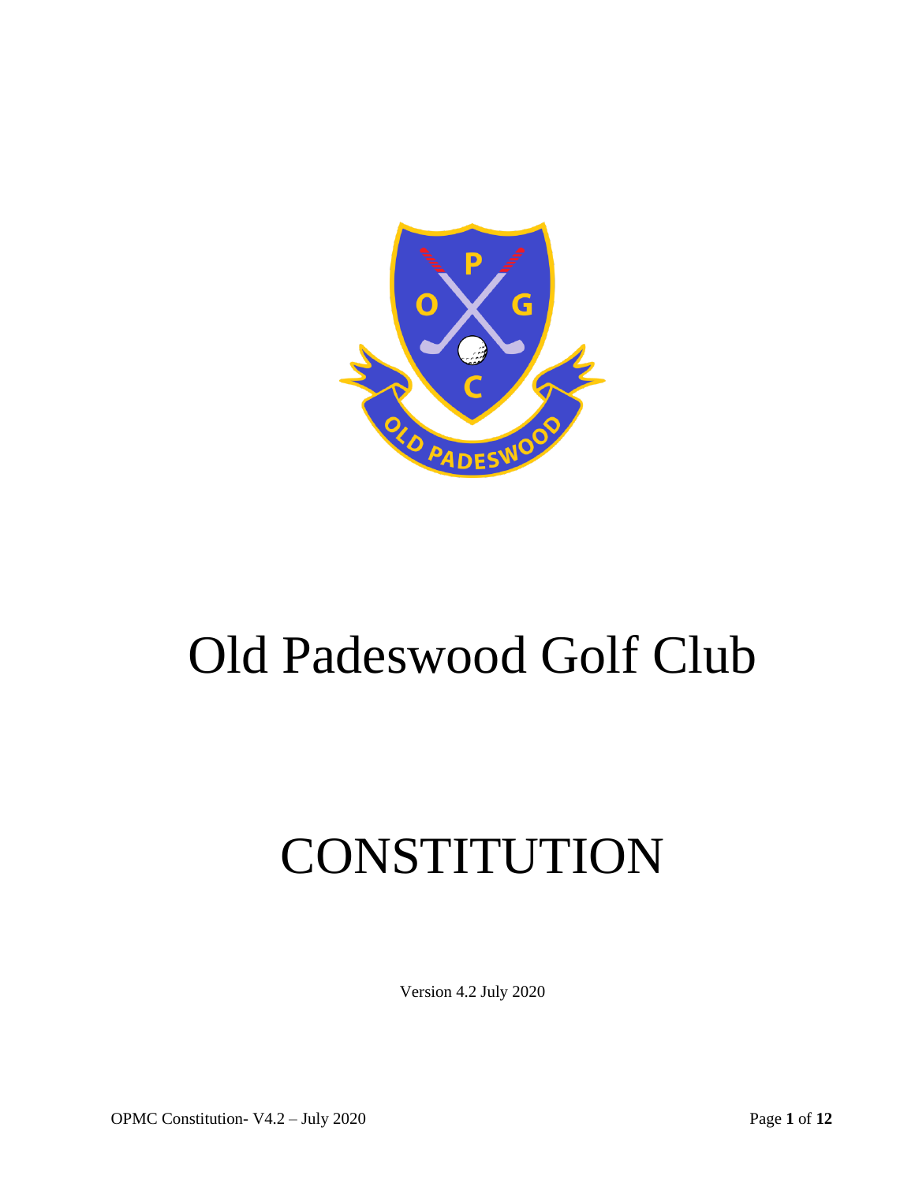# Old Padeswood Golf Club

# CONSTITUTION

Version 4.2 July 2020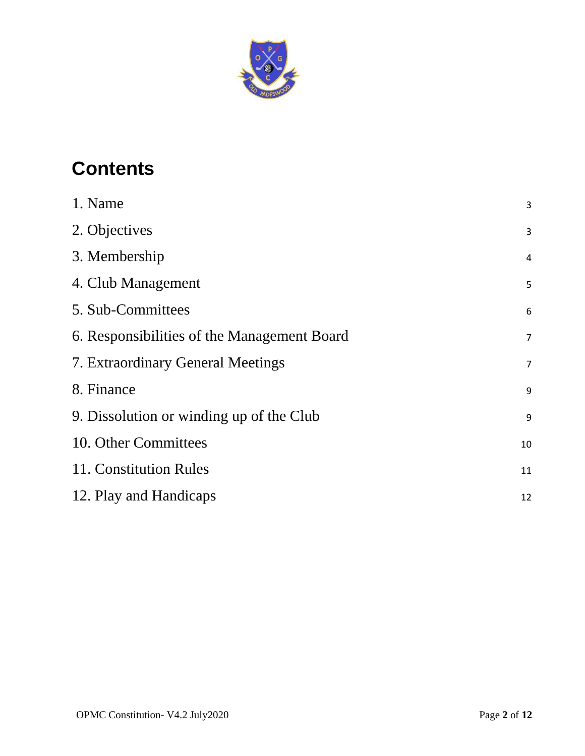# Contents

| | |
|---|---|
| 1. Name | 3 |
| 2. Objectives | 3 |
| 3. Membership | 4 |
| 4. Club Management | 5 |
| 5. Sub-Committees | 6 |
| 6. Responsibilities of the Management Board | 7 |
| 7. Extraordinary General Meetings | 7 |
| 8. Finance | 9 |
| 9. Dissolution or winding up of the Club | 9 |
| 10. Other Committees | 10 |
| 11. Constitution Rules | 11 |
| 12. Play and Handicaps | 12 |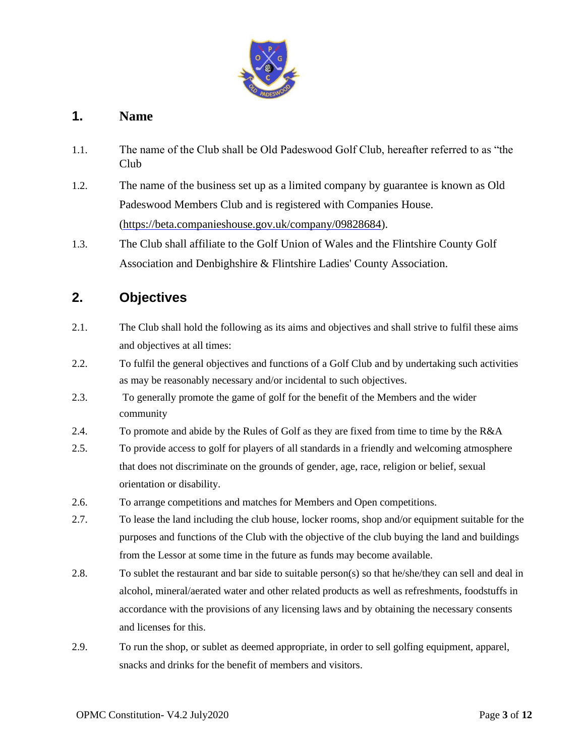## 1. Name

1.1. The name of the Club shall be Old Padeswood Golf Club, hereafter referred to as "the Club

1.2. The name of the business set up as a limited company by guarantee is known as Old Padeswood Members Club and is registered with Companies House. (https://beta.companieshouse.gov.uk/company/09828684).

1.3. The Club shall affiliate to the Golf Union of Wales and the Flintshire County Golf Association and Denbighshire & Flintshire Ladies' County Association.

## 2. Objectives

2.1. The Club shall hold the following as its aims and objectives and shall strive to fulfil these aims and objectives at all times:

2.2. To fulfil the general objectives and functions of a Golf Club and by undertaking such activities as may be reasonably necessary and/or incidental to such objectives.

2.3. To generally promote the game of golf for the benefit of the Members and the wider community

2.4. To promote and abide by the Rules of Golf as they are fixed from time to time by the R&A

2.5. To provide access to golf for players of all standards in a friendly and welcoming atmosphere that does not discriminate on the grounds of gender, age, race, religion or belief, sexual orientation or disability.

2.6. To arrange competitions and matches for Members and Open competitions.

2.7. To lease the land including the club house, locker rooms, shop and/or equipment suitable for the purposes and functions of the Club with the objective of the club buying the land and buildings from the Lessor at some time in the future as funds may become available.

2.8. To sublet the restaurant and bar side to suitable person(s) so that he/she/they can sell and deal in alcohol, mineral/aerated water and other related products as well as refreshments, foodstuffs in accordance with the provisions of any licensing laws and by obtaining the necessary consents and licenses for this.

2.9. To run the shop, or sublet as deemed appropriate, in order to sell golfing equipment, apparel, snacks and drinks for the benefit of members and visitors.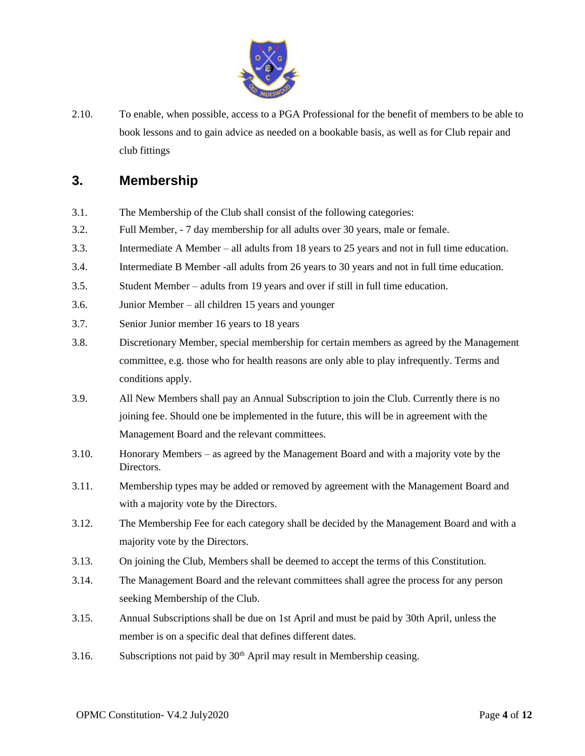2.10. To enable, when possible, access to a PGA Professional for the benefit of members to be able to book lessons and to gain advice as needed on a bookable basis, as well as for Club repair and club fittings

## 3. Membership

3.1. The Membership of the Club shall consist of the following categories:

3.2. Full Member, - 7 day membership for all adults over 30 years, male or female.

3.3. Intermediate A Member – all adults from 18 years to 25 years and not in full time education.

3.4. Intermediate B Member -all adults from 26 years to 30 years and not in full time education.

3.5. Student Member – adults from 19 years and over if still in full time education.

3.6. Junior Member – all children 15 years and younger

3.7. Senior Junior member 16 years to 18 years

3.8. Discretionary Member, special membership for certain members as agreed by the Management committee, e.g. those who for health reasons are only able to play infrequently. Terms and conditions apply.

3.9. All New Members shall pay an Annual Subscription to join the Club. Currently there is no joining fee. Should one be implemented in the future, this will be in agreement with the Management Board and the relevant committees.

3.10. Honorary Members – as agreed by the Management Board and with a majority vote by the Directors.

3.11. Membership types may be added or removed by agreement with the Management Board and with a majority vote by the Directors.

3.12. The Membership Fee for each category shall be decided by the Management Board and with a majority vote by the Directors.

3.13. On joining the Club, Members shall be deemed to accept the terms of this Constitution.

3.14. The Management Board and the relevant committees shall agree the process for any person seeking Membership of the Club.

3.15. Annual Subscriptions shall be due on 1st April and must be paid by 30th April, unless the member is on a specific deal that defines different dates.

3.16. Subscriptions not paid by 30th April may result in Membership ceasing.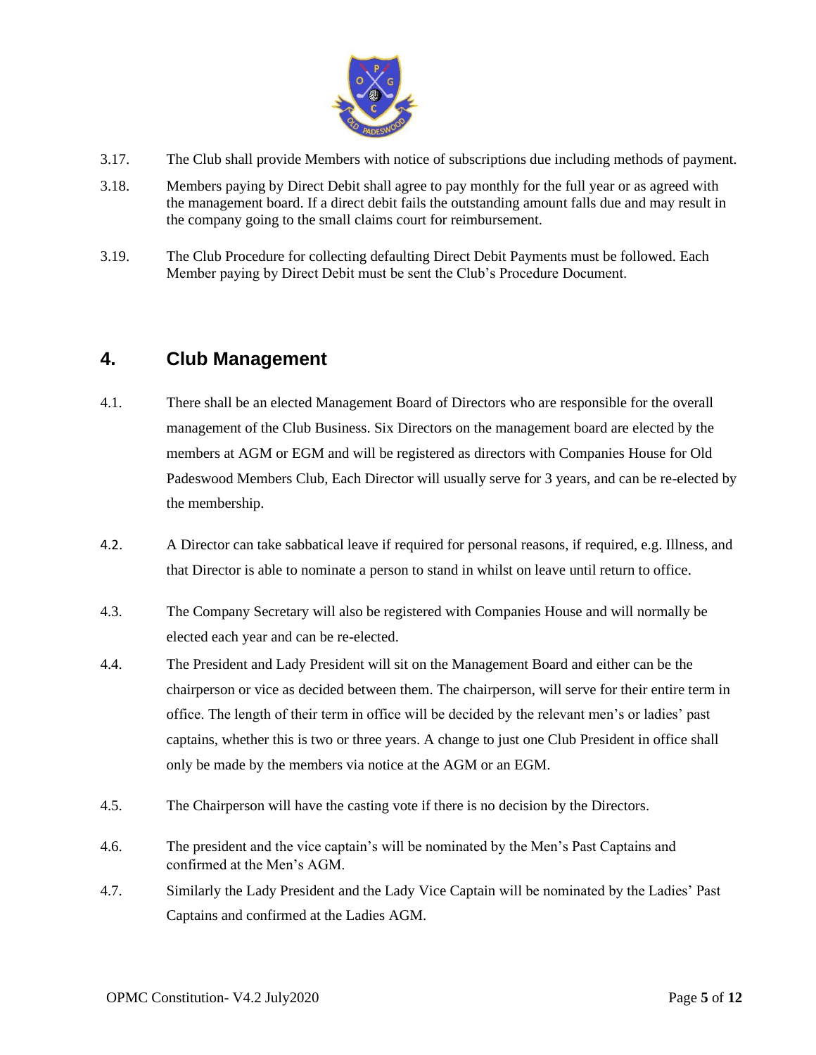3.17. The Club shall provide Members with notice of subscriptions due including methods of payment.

3.18. Members paying by Direct Debit shall agree to pay monthly for the full year or as agreed with the management board. If a direct debit fails the outstanding amount falls due and may result in the company going to the small claims court for reimbursement.

3.19. The Club Procedure for collecting defaulting Direct Debit Payments must be followed. Each Member paying by Direct Debit must be sent the Club's Procedure Document.

## 4. Club Management

4.1. There shall be an elected Management Board of Directors who are responsible for the overall management of the Club Business. Six Directors on the management board are elected by the members at AGM or EGM and will be registered as directors with Companies House for Old Padeswood Members Club, Each Director will usually serve for 3 years, and can be re-elected by the membership.

4.2. A Director can take sabbatical leave if required for personal reasons, if required, e.g. Illness, and that Director is able to nominate a person to stand in whilst on leave until return to office.

4.3. The Company Secretary will also be registered with Companies House and will normally be elected each year and can be re-elected.

4.4. The President and Lady President will sit on the Management Board and either can be the chairperson or vice as decided between them. The chairperson, will serve for their entire term in office. The length of their term in office will be decided by the relevant men's or ladies' past captains, whether this is two or three years. A change to just one Club President in office shall only be made by the members via notice at the AGM or an EGM.

4.5. The Chairperson will have the casting vote if there is no decision by the Directors.

4.6. The president and the vice captain's will be nominated by the Men's Past Captains and confirmed at the Men's AGM.

4.7. Similarly the Lady President and the Lady Vice Captain will be nominated by the Ladies' Past Captains and confirmed at the Ladies AGM.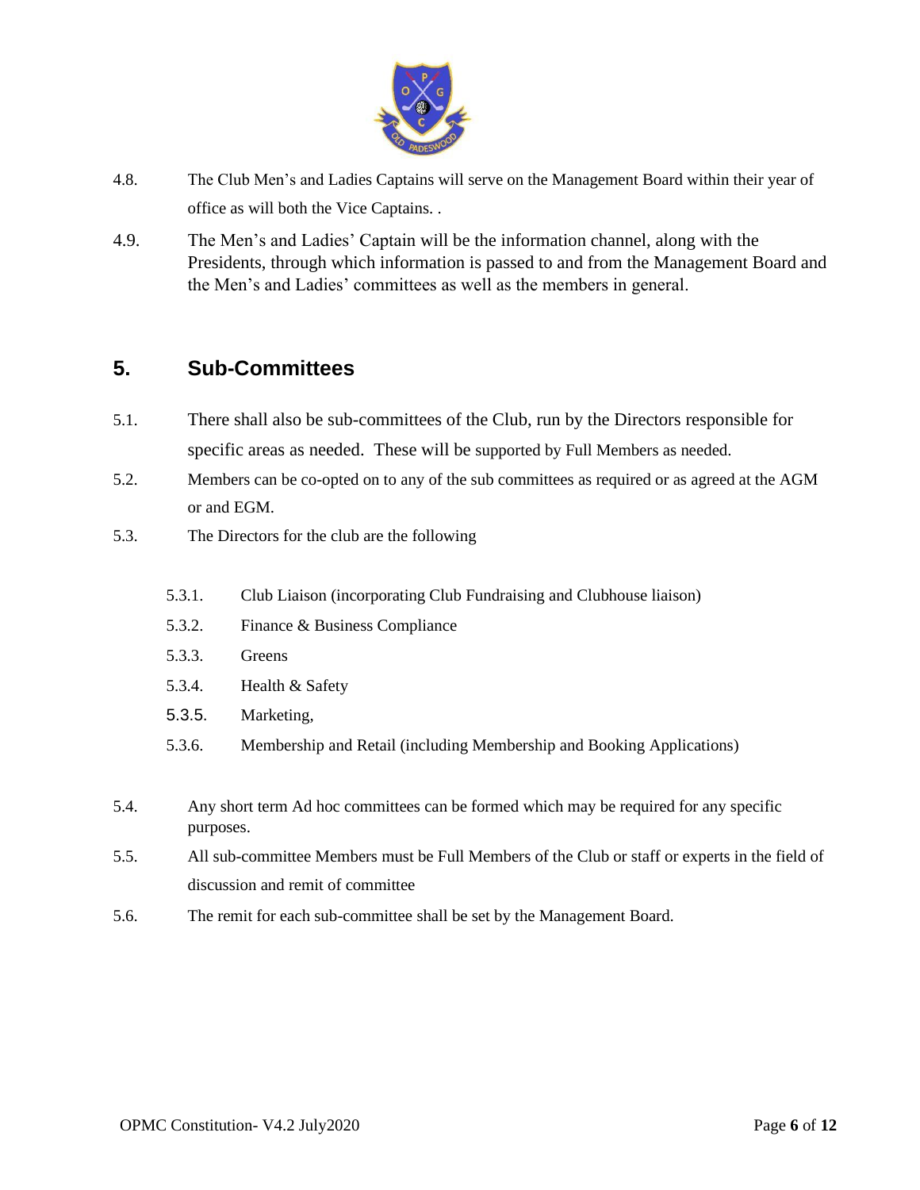4.8. The Club Men's and Ladies Captains will serve on the Management Board within their year of office as will both the Vice Captains. .

4.9. The Men's and Ladies' Captain will be the information channel, along with the Presidents, through which information is passed to and from the Management Board and the Men's and Ladies' committees as well as the members in general.

## 5. Sub-Committees

5.1. There shall also be sub-committees of the Club, run by the Directors responsible for specific areas as needed. These will be supported by Full Members as needed.

5.2. Members can be co-opted on to any of the sub committees as required or as agreed at the AGM or and EGM.

5.3. The Directors for the club are the following

- 5.3.1. Club Liaison (incorporating Club Fundraising and Clubhouse liaison)
- 5.3.2. Finance & Business Compliance
- 5.3.3. Greens
- 5.3.4. Health & Safety
- 5.3.5. Marketing,
- 5.3.6. Membership and Retail (including Membership and Booking Applications)

5.4. Any short term Ad hoc committees can be formed which may be required for any specific purposes.

5.5. All sub-committee Members must be Full Members of the Club or staff or experts in the field of discussion and remit of committee

5.6. The remit for each sub-committee shall be set by the Management Board.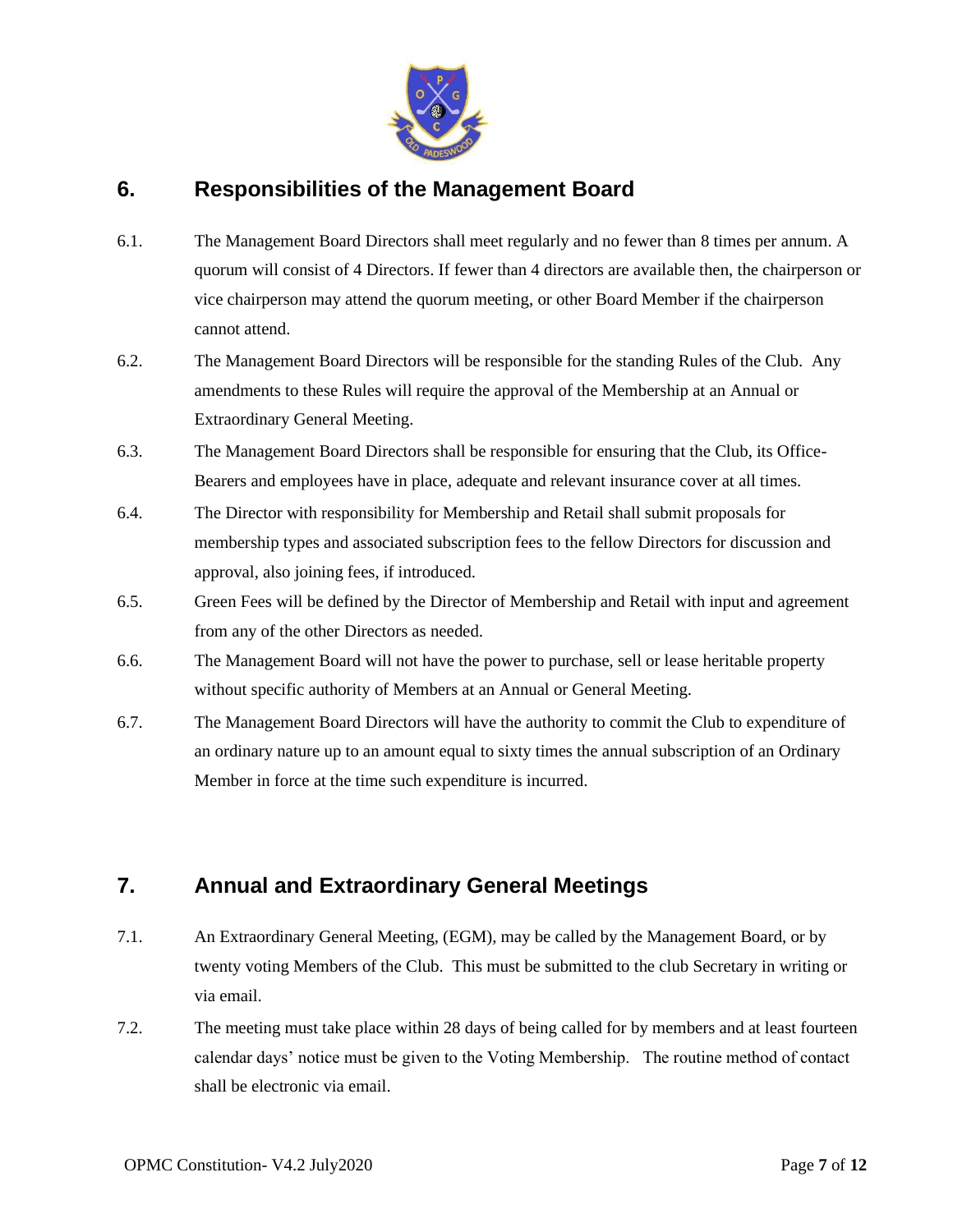## 6. Responsibilities of the Management Board

6.1. The Management Board Directors shall meet regularly and no fewer than 8 times per annum. A quorum will consist of 4 Directors. If fewer than 4 directors are available then, the chairperson or vice chairperson may attend the quorum meeting, or other Board Member if the chairperson cannot attend.

6.2. The Management Board Directors will be responsible for the standing Rules of the Club. Any amendments to these Rules will require the approval of the Membership at an Annual or Extraordinary General Meeting.

6.3. The Management Board Directors shall be responsible for ensuring that the Club, its Office-Bearers and employees have in place, adequate and relevant insurance cover at all times.

6.4. The Director with responsibility for Membership and Retail shall submit proposals for membership types and associated subscription fees to the fellow Directors for discussion and approval, also joining fees, if introduced.

6.5. Green Fees will be defined by the Director of Membership and Retail with input and agreement from any of the other Directors as needed.

6.6. The Management Board will not have the power to purchase, sell or lease heritable property without specific authority of Members at an Annual or General Meeting.

6.7. The Management Board Directors will have the authority to commit the Club to expenditure of an ordinary nature up to an amount equal to sixty times the annual subscription of an Ordinary Member in force at the time such expenditure is incurred.

## 7. Annual and Extraordinary General Meetings

7.1. An Extraordinary General Meeting, (EGM), may be called by the Management Board, or by twenty voting Members of the Club. This must be submitted to the club Secretary in writing or via email.

7.2. The meeting must take place within 28 days of being called for by members and at least fourteen calendar days' notice must be given to the Voting Membership. The routine method of contact shall be electronic via email.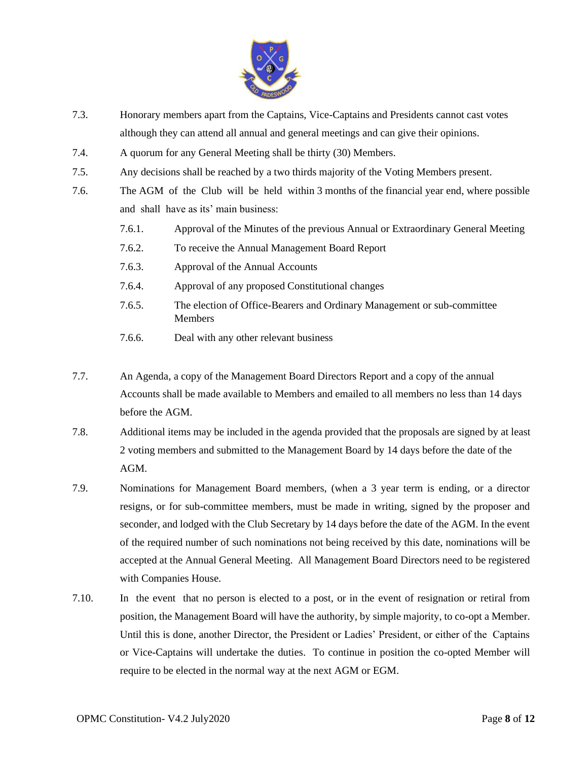7.3. Honorary members apart from the Captains, Vice-Captains and Presidents cannot cast votes although they can attend all annual and general meetings and can give their opinions.

7.4. A quorum for any General Meeting shall be thirty (30) Members.

7.5. Any decisions shall be reached by a two thirds majority of the Voting Members present.

7.6. The AGM of the Club will be held within 3 months of the financial year end, where possible and shall have as its' main business:

- 7.6.1. Approval of the Minutes of the previous Annual or Extraordinary General Meeting
- 7.6.2. To receive the Annual Management Board Report
- 7.6.3. Approval of the Annual Accounts
- 7.6.4. Approval of any proposed Constitutional changes
- 7.6.5. The election of Office-Bearers and Ordinary Management or sub-committee Members
- 7.6.6. Deal with any other relevant business

7.7. An Agenda, a copy of the Management Board Directors Report and a copy of the annual Accounts shall be made available to Members and emailed to all members no less than 14 days before the AGM.

7.8. Additional items may be included in the agenda provided that the proposals are signed by at least 2 voting members and submitted to the Management Board by 14 days before the date of the AGM.

7.9. Nominations for Management Board members, (when a 3 year term is ending, or a director resigns, or for sub-committee members, must be made in writing, signed by the proposer and seconder, and lodged with the Club Secretary by 14 days before the date of the AGM. In the event of the required number of such nominations not being received by this date, nominations will be accepted at the Annual General Meeting. All Management Board Directors need to be registered with Companies House.

7.10. In the event that no person is elected to a post, or in the event of resignation or retiral from position, the Management Board will have the authority, by simple majority, to co-opt a Member. Until this is done, another Director, the President or Ladies' President, or either of the Captains or Vice-Captains will undertake the duties. To continue in position the co-opted Member will require to be elected in the normal way at the next AGM or EGM.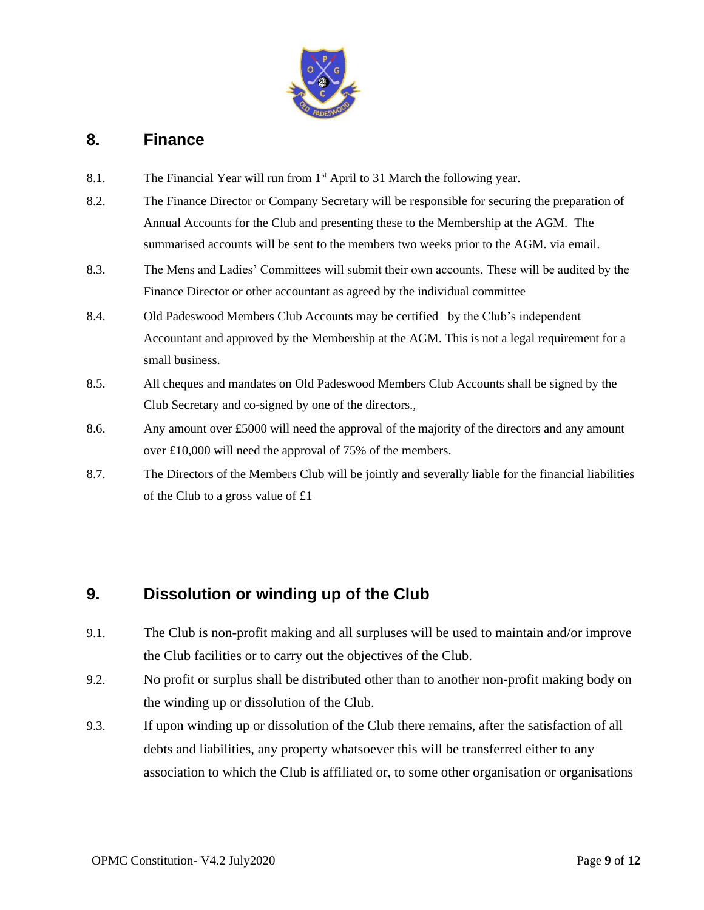## 8. Finance

8.1. The Financial Year will run from 1st April to 31 March the following year.

8.2. The Finance Director or Company Secretary will be responsible for securing the preparation of Annual Accounts for the Club and presenting these to the Membership at the AGM. The summarised accounts will be sent to the members two weeks prior to the AGM. via email.

8.3. The Mens and Ladies' Committees will submit their own accounts. These will be audited by the Finance Director or other accountant as agreed by the individual committee

8.4. Old Padeswood Members Club Accounts may be certified by the Club's independent Accountant and approved by the Membership at the AGM. This is not a legal requirement for a small business.

8.5. All cheques and mandates on Old Padeswood Members Club Accounts shall be signed by the Club Secretary and co-signed by one of the directors.,

8.6. Any amount over £5000 will need the approval of the majority of the directors and any amount over £10,000 will need the approval of 75% of the members.

8.7. The Directors of the Members Club will be jointly and severally liable for the financial liabilities of the Club to a gross value of £1

## 9. Dissolution or winding up of the Club

9.1. The Club is non-profit making and all surpluses will be used to maintain and/or improve the Club facilities or to carry out the objectives of the Club.

9.2. No profit or surplus shall be distributed other than to another non-profit making body on the winding up or dissolution of the Club.

9.3. If upon winding up or dissolution of the Club there remains, after the satisfaction of all debts and liabilities, any property whatsoever this will be transferred either to any association to which the Club is affiliated or, to some other organisation or organisations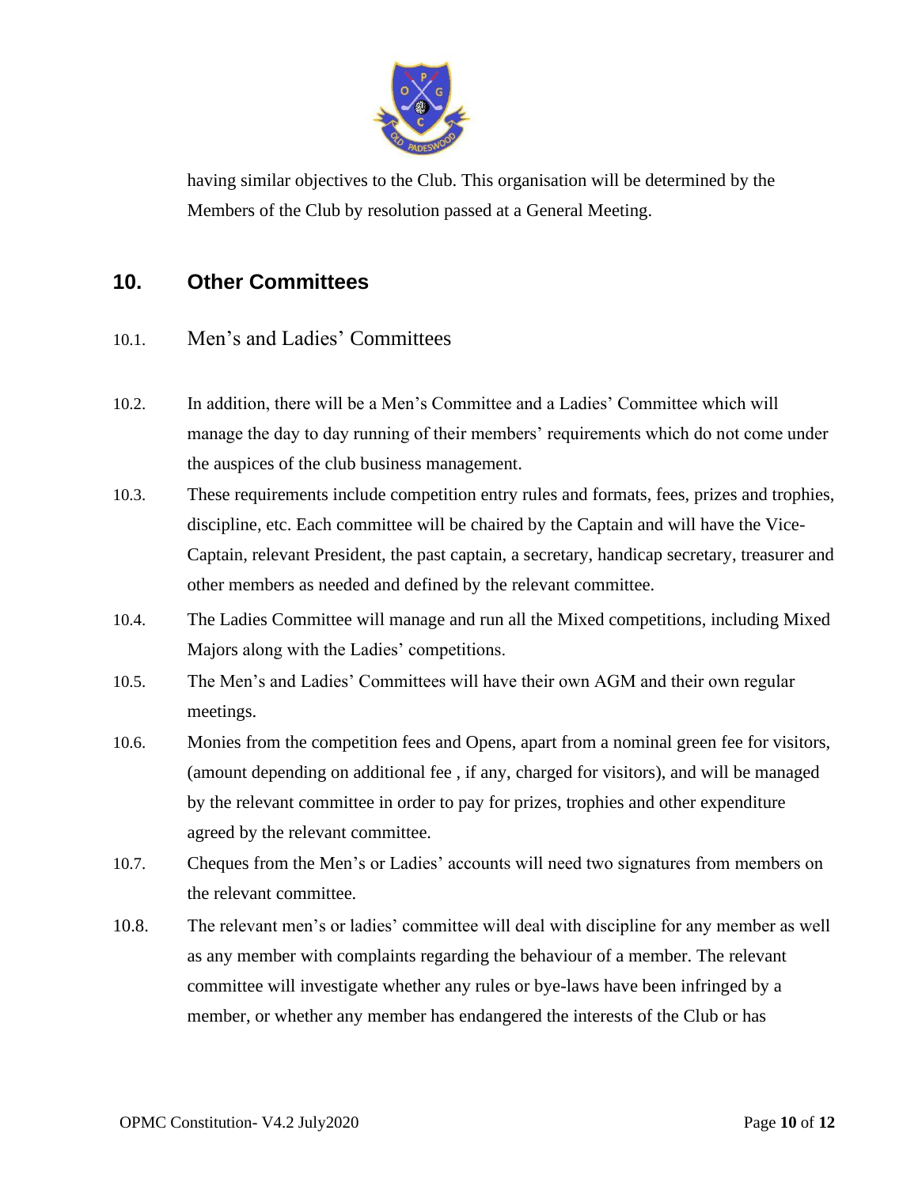having similar objectives to the Club. This organisation will be determined by the Members of the Club by resolution passed at a General Meeting.

## 10. Other Committees

### 10.1. Men's and Ladies' Committees

10.2. In addition, there will be a Men's Committee and a Ladies' Committee which will manage the day to day running of their members' requirements which do not come under the auspices of the club business management.

10.3. These requirements include competition entry rules and formats, fees, prizes and trophies, discipline, etc. Each committee will be chaired by the Captain and will have the Vice-Captain, relevant President, the past captain, a secretary, handicap secretary, treasurer and other members as needed and defined by the relevant committee.

10.4. The Ladies Committee will manage and run all the Mixed competitions, including Mixed Majors along with the Ladies' competitions.

10.5. The Men's and Ladies' Committees will have their own AGM and their own regular meetings.

10.6. Monies from the competition fees and Opens, apart from a nominal green fee for visitors, (amount depending on additional fee , if any, charged for visitors), and will be managed by the relevant committee in order to pay for prizes, trophies and other expenditure agreed by the relevant committee.

10.7. Cheques from the Men's or Ladies' accounts will need two signatures from members on the relevant committee.

10.8. The relevant men's or ladies' committee will deal with discipline for any member as well as any member with complaints regarding the behaviour of a member. The relevant committee will investigate whether any rules or bye-laws have been infringed by a member, or whether any member has endangered the interests of the Club or has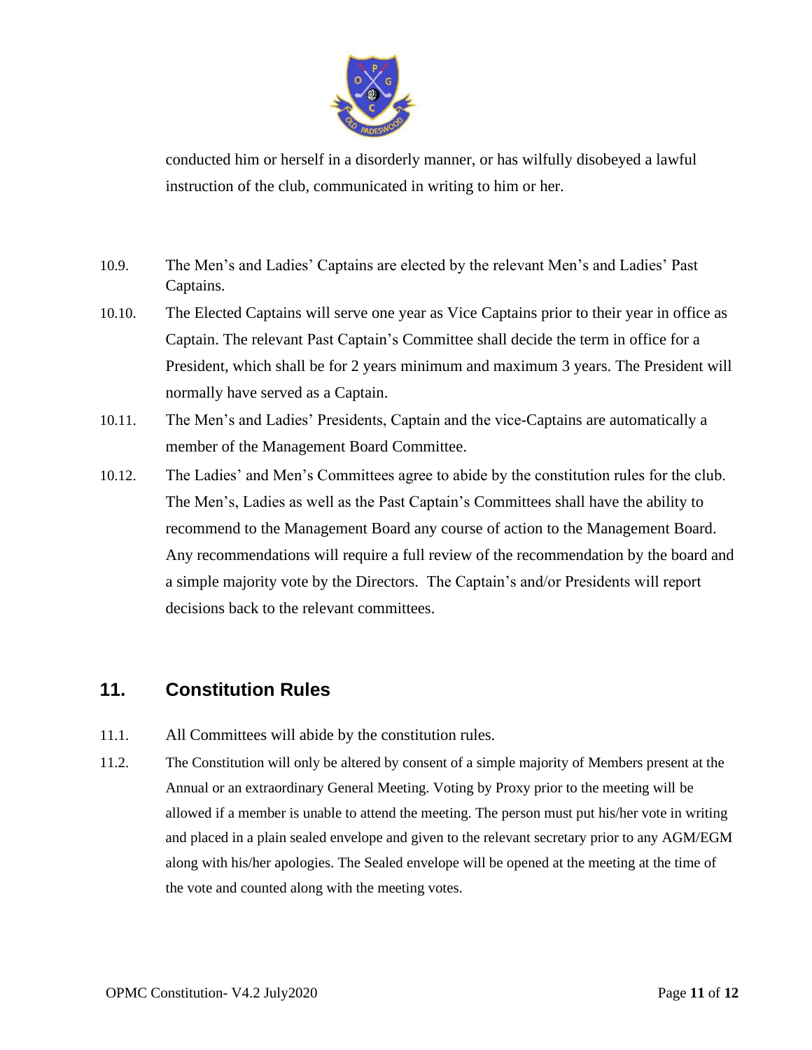conducted him or herself in a disorderly manner, or has wilfully disobeyed a lawful instruction of the club, communicated in writing to him or her.

10.9. The Men's and Ladies' Captains are elected by the relevant Men's and Ladies' Past Captains.

10.10. The Elected Captains will serve one year as Vice Captains prior to their year in office as Captain. The relevant Past Captain's Committee shall decide the term in office for a President, which shall be for 2 years minimum and maximum 3 years. The President will normally have served as a Captain.

10.11. The Men's and Ladies' Presidents, Captain and the vice-Captains are automatically a member of the Management Board Committee.

10.12. The Ladies' and Men's Committees agree to abide by the constitution rules for the club. The Men's, Ladies as well as the Past Captain's Committees shall have the ability to recommend to the Management Board any course of action to the Management Board. Any recommendations will require a full review of the recommendation by the board and a simple majority vote by the Directors. The Captain's and/or Presidents will report decisions back to the relevant committees.

## 11. Constitution Rules

11.1. All Committees will abide by the constitution rules.

11.2. The Constitution will only be altered by consent of a simple majority of Members present at the Annual or an extraordinary General Meeting. Voting by Proxy prior to the meeting will be allowed if a member is unable to attend the meeting. The person must put his/her vote in writing and placed in a plain sealed envelope and given to the relevant secretary prior to any AGM/EGM along with his/her apologies. The Sealed envelope will be opened at the meeting at the time of the vote and counted along with the meeting votes.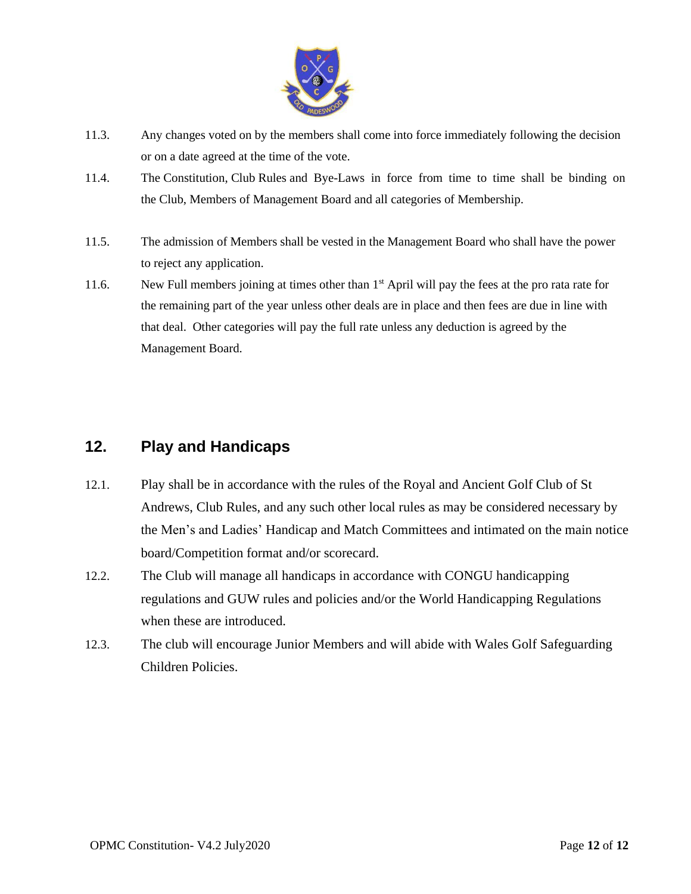11.3. Any changes voted on by the members shall come into force immediately following the decision or on a date agreed at the time of the vote.

11.4. The Constitution, Club Rules and Bye-Laws in force from time to time shall be binding on the Club, Members of Management Board and all categories of Membership.

11.5. The admission of Members shall be vested in the Management Board who shall have the power to reject any application.

11.6. New Full members joining at times other than 1st April will pay the fees at the pro rata rate for the remaining part of the year unless other deals are in place and then fees are due in line with that deal. Other categories will pay the full rate unless any deduction is agreed by the Management Board.

## 12. Play and Handicaps

12.1. Play shall be in accordance with the rules of the Royal and Ancient Golf Club of St Andrews, Club Rules, and any such other local rules as may be considered necessary by the Men's and Ladies' Handicap and Match Committees and intimated on the main notice board/Competition format and/or scorecard.

12.2. The Club will manage all handicaps in accordance with CONGU handicapping regulations and GUW rules and policies and/or the World Handicapping Regulations when these are introduced.

12.3. The club will encourage Junior Members and will abide with Wales Golf Safeguarding Children Policies.